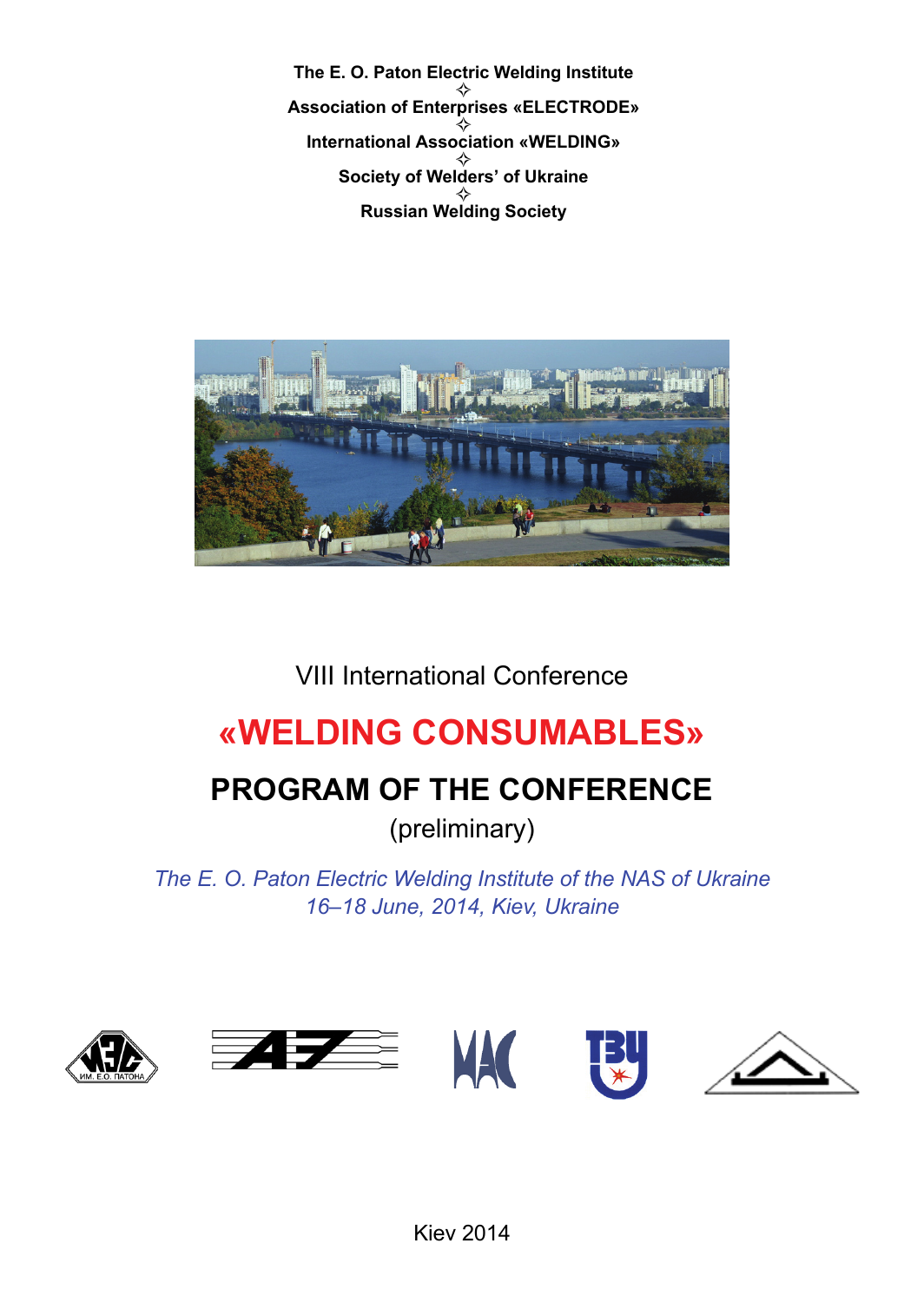**The E. O. Paton Electric Welding Institute**

✧

**Association of Enterprises «ELECTRODE»**

✧

**International Association «WELDING»**

✧

**Society of Welders' of Ukraine**

✧

**Russian Welding Society**

VIII International Conference

# «WELDING CONSUMABLES»

## PROGRAM OF THE CONFERENCE

(preliminary)

*The E. O. Paton Electric Welding Institute of the NAS of Ukraine*
*16–18 June, 2014, Kiev, Ukraine*

Kiev 2014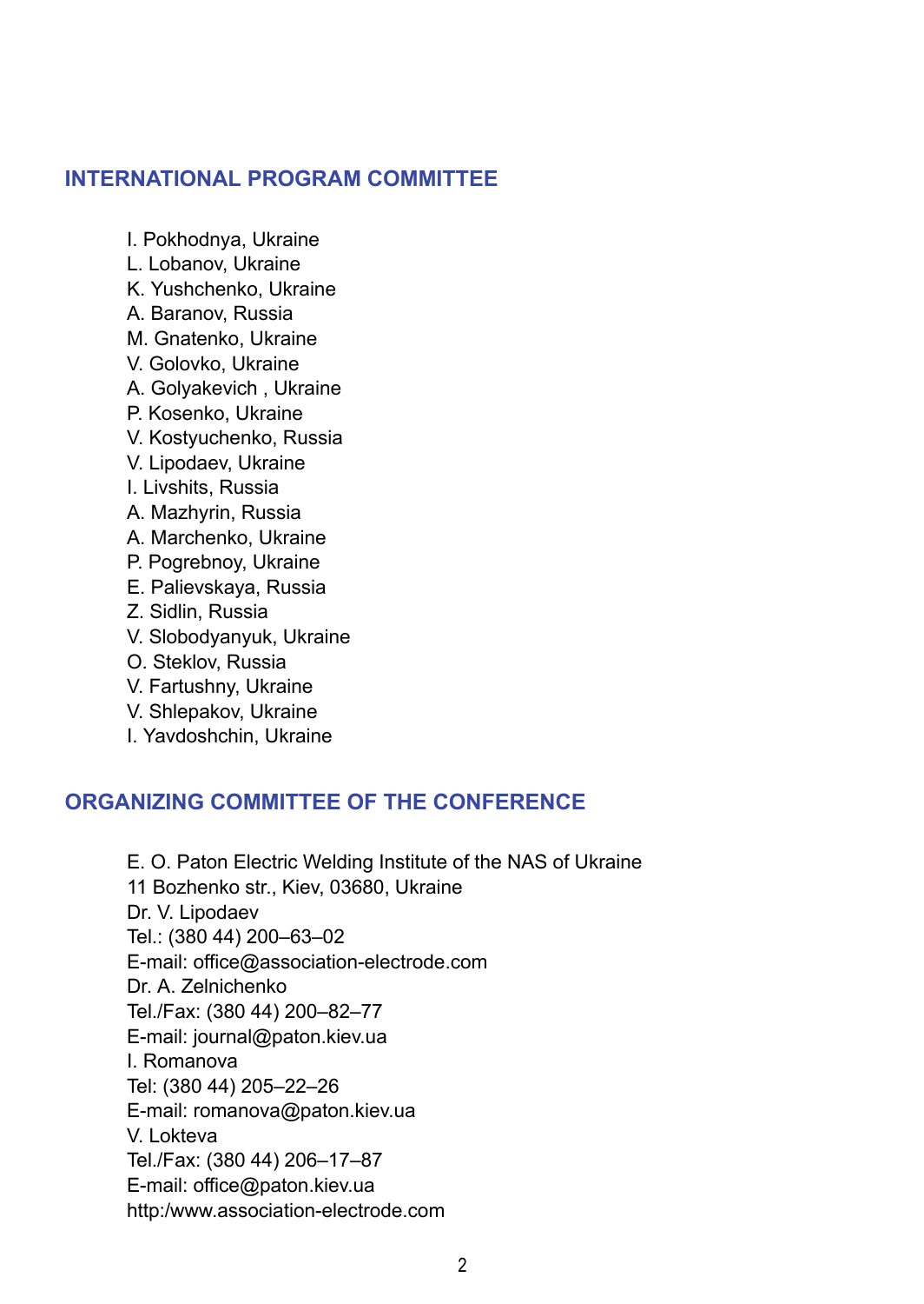## INTERNATIONAL PROGRAM COMMITTEE

I. Pokhodnya, Ukraine
L. Lobanov, Ukraine
K. Yushchenko, Ukraine
A. Baranov, Russia
M. Gnatenko, Ukraine
V. Golovko, Ukraine
A. Golyakevich , Ukraine
P. Kosenko, Ukraine
V. Kostyuchenko, Russia
V. Lipodaev, Ukraine
I. Livshits, Russia
A. Mazhyrin, Russia
A. Marchenko, Ukraine
P. Pogrebnoy, Ukraine
E. Palievskaya, Russia
Z. Sidlin, Russia
V. Slobodyanyuk, Ukraine
O. Steklov, Russia
V. Fartushny, Ukraine
V. Shlepakov, Ukraine
I. Yavdoshchin, Ukraine

## ORGANIZING COMMITTEE OF THE CONFERENCE

E. O. Paton Electric Welding Institute of the NAS of Ukraine
11 Bozhenko str., Kiev, 03680, Ukraine
Dr. V. Lipodaev
Tel.: (380 44) 200–63–02
E-mail: office@association-electrode.com
Dr. A. Zelnichenko
Tel./Fax: (380 44) 200–82–77
E-mail: journal@paton.kiev.ua
I. Romanova
Tel: (380 44) 205–22–26
E-mail: romanova@paton.kiev.ua
V. Lokteva
Tel./Fax: (380 44) 206–17–87
E-mail: office@paton.kiev.ua
http:/www.association-electrode.com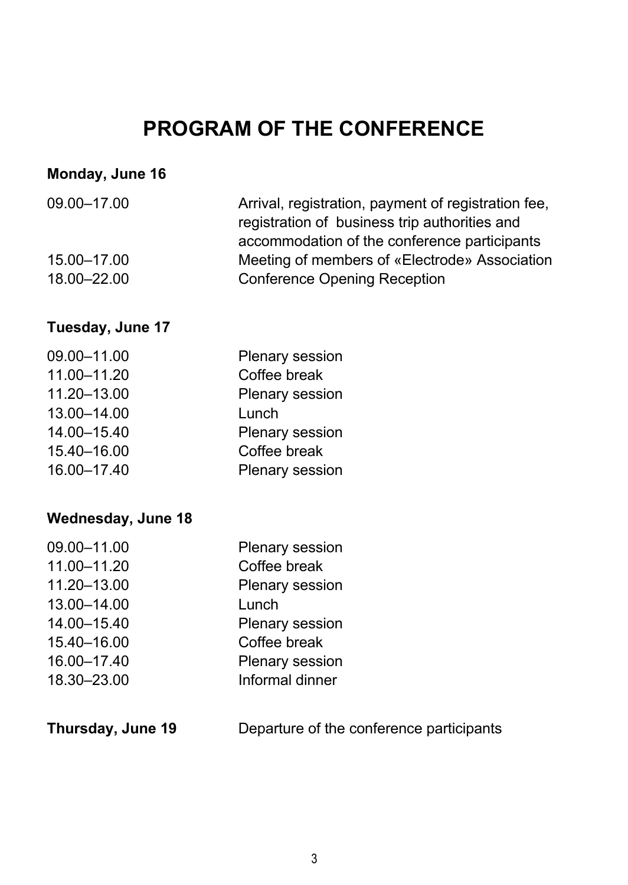# PROGRAM OF THE CONFERENCE

**Monday, June 16**

| | |
|---|---|
| 09.00–17.00 | Arrival, registration, payment of registration fee, registration of business trip authorities and accommodation of the conference participants |
| 15.00–17.00 | Meeting of members of «Electrode» Association |
| 18.00–22.00 | Conference Opening Reception |

**Tuesday, June 17**

| | |
|---|---|
| 09.00–11.00 | Plenary session |
| 11.00–11.20 | Coffee break |
| 11.20–13.00 | Plenary session |
| 13.00–14.00 | Lunch |
| 14.00–15.40 | Plenary session |
| 15.40–16.00 | Coffee break |
| 16.00–17.40 | Plenary session |

**Wednesday, June 18**

| | |
|---|---|
| 09.00–11.00 | Plenary session |
| 11.00–11.20 | Coffee break |
| 11.20–13.00 | Plenary session |
| 13.00–14.00 | Lunch |
| 14.00–15.40 | Plenary session |
| 15.40–16.00 | Coffee break |
| 16.00–17.40 | Plenary session |
| 18.30–23.00 | Informal dinner |

**Thursday, June 19** Departure of the conference participants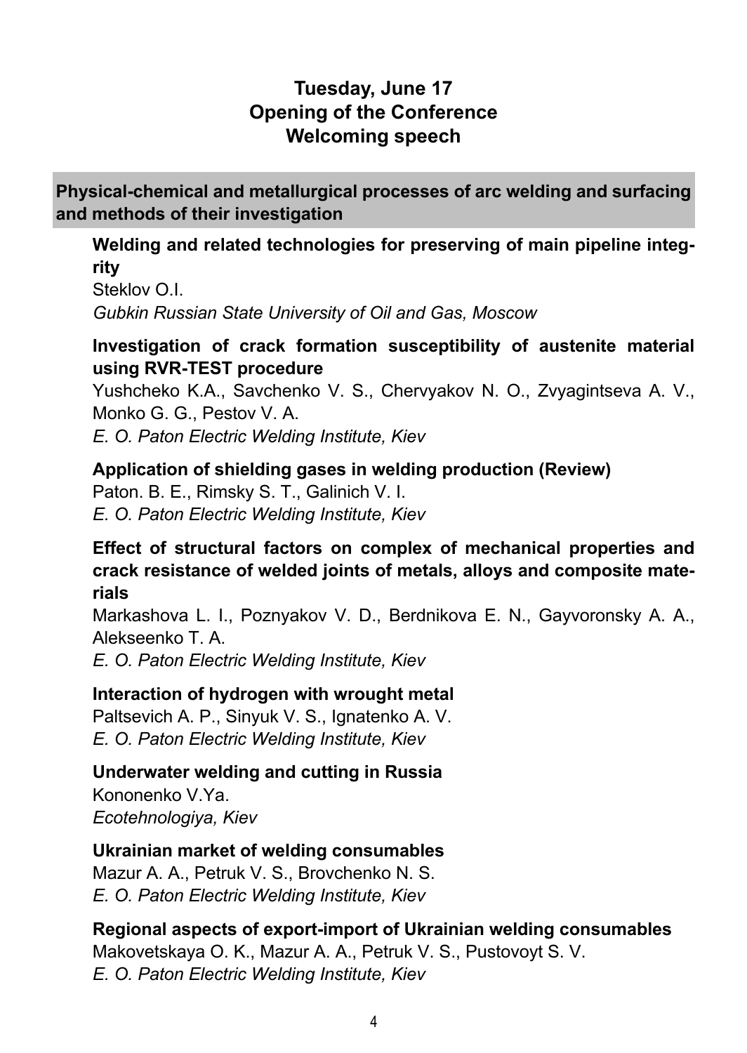## Tuesday, June 17
## Opening of the Conference
## Welcoming speech

### Physical-chemical and metallurgical processes of arc welding and surfacing and methods of their investigation

**Welding and related technologies for preserving of main pipeline integrity**
Steklov O.I.
*Gubkin Russian State University of Oil and Gas, Moscow*

**Investigation of crack formation susceptibility of austenite material using RVR-TEST procedure**
Yushcheko K.A., Savchenko V. S., Chervyakov N. O., Zvyagintseva A. V., Monko G. G., Pestov V. A.
*E. O. Paton Electric Welding Institute, Kiev*

**Application of shielding gases in welding production (Review)**
Paton. B. E., Rimsky S. T., Galinich V. I.
*E. O. Paton Electric Welding Institute, Kiev*

**Effect of structural factors on complex of mechanical properties and crack resistance of welded joints of metals, alloys and composite materials**
Markashova L. I., Poznyakov V. D., Berdnikova E. N., Gayvoronsky A. A., Alekseenko T. A.
*E. O. Paton Electric Welding Institute, Kiev*

**Interaction of hydrogen with wrought metal**
Paltsevich A. P., Sinyuk V. S., Ignatenko A. V.
*E. O. Paton Electric Welding Institute, Kiev*

**Underwater welding and cutting in Russia**
Kononenko V.Ya.
*Ecotehnologiya, Kiev*

**Ukrainian market of welding consumables**
Mazur A. A., Petruk V. S., Brovchenko N. S.
*E. O. Paton Electric Welding Institute, Kiev*

**Regional aspects of export-import of Ukrainian welding consumables**
Makovetskaya O. K., Mazur A. A., Petruk V. S., Pustovoyt S. V.
*E. O. Paton Electric Welding Institute, Kiev*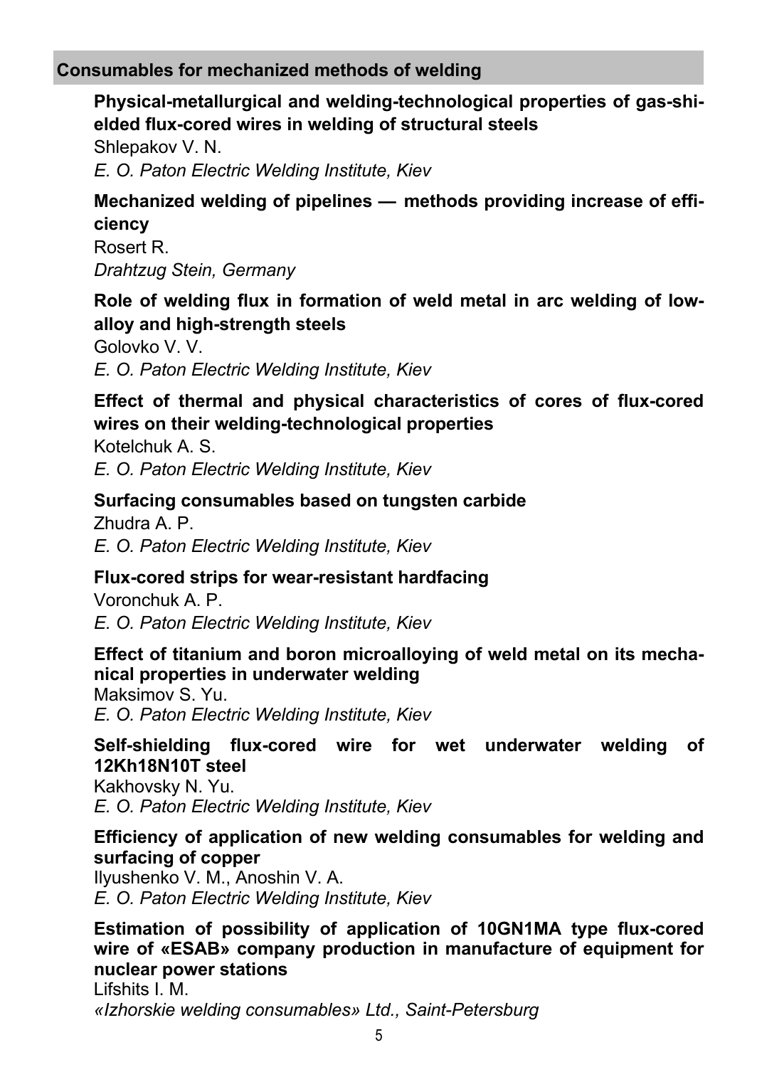## Consumables for mechanized methods of welding

**Physical-metallurgical and welding-technological properties of gas-shielded flux-cored wires in welding of structural steels**
Shlepakov V. N.
*E. O. Paton Electric Welding Institute, Kiev*

**Mechanized welding of pipelines — methods providing increase of efficiency**
Rosert R.
*Drahtzug Stein, Germany*

**Role of welding flux in formation of weld metal in arc welding of low-alloy and high-strength steels**
Golovko V. V.
*E. O. Paton Electric Welding Institute, Kiev*

**Effect of thermal and physical characteristics of cores of flux-cored wires on their welding-technological properties**
Kotelchuk A. S.
*E. O. Paton Electric Welding Institute, Kiev*

**Surfacing consumables based on tungsten carbide**
Zhudra A. P.
*E. O. Paton Electric Welding Institute, Kiev*

**Flux-cored strips for wear-resistant hardfacing**
Voronchuk A. P.
*E. O. Paton Electric Welding Institute, Kiev*

**Effect of titanium and boron microalloying of weld metal on its mechanical properties in underwater welding**
Maksimov S. Yu.
*E. O. Paton Electric Welding Institute, Kiev*

**Self-shielding flux-cored wire for wet underwater welding of 12Kh18N10T steel**
Kakhovsky N. Yu.
*E. O. Paton Electric Welding Institute, Kiev*

**Efficiency of application of new welding consumables for welding and surfacing of copper**
Ilyushenko V. M., Anoshin V. A.
*E. O. Paton Electric Welding Institute, Kiev*

**Estimation of possibility of application of 10GN1MA type flux-cored wire of «ESAB» company production in manufacture of equipment for nuclear power stations**
Lifshits I. M.
*«Izhorskie welding consumables» Ltd., Saint-Petersburg*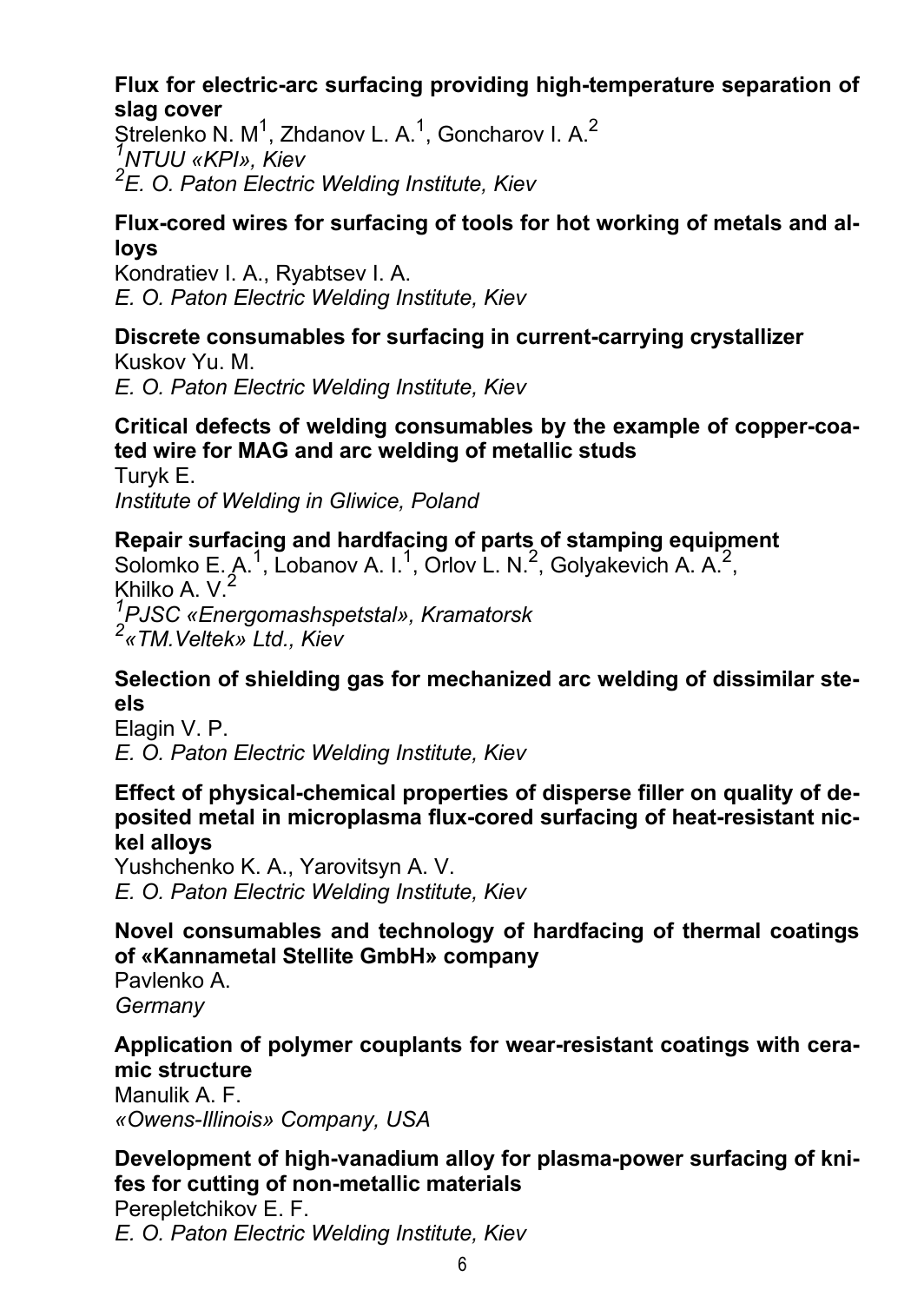**Flux for electric-arc surfacing providing high-temperature separation of slag cover**
Strelenko N. M[1], Zhdanov L. A.[1], Goncharov I. A.[2]
*[1]NTUU «KPI», Kiev*
*[2]E. O. Paton Electric Welding Institute, Kiev*

**Flux-cored wires for surfacing of tools for hot working of metals and alloys**
Kondratiev I. A., Ryabtsev I. A.
*E. O. Paton Electric Welding Institute, Kiev*

**Discrete consumables for surfacing in current-carrying crystallizer**
Kuskov Yu. M.
*E. O. Paton Electric Welding Institute, Kiev*

**Critical defects of welding consumables by the example of copper-coated wire for MAG and arc welding of metallic studs**
Turyk E.
*Institute of Welding in Gliwice, Poland*

**Repair surfacing and hardfacing of parts of stamping equipment**
Solomko E. A.[1], Lobanov A. I.[1], Orlov L. N.[2], Golyakevich A. A.[2], Khilko A. V.[2]
*[1]PJSC «Energomashspetstal», Kramatorsk*
*[2]«TM.Veltek» Ltd., Kiev*

**Selection of shielding gas for mechanized arc welding of dissimilar steels**
Elagin V. P.
*E. O. Paton Electric Welding Institute, Kiev*

**Effect of physical-chemical properties of disperse filler on quality of deposited metal in microplasma flux-cored surfacing of heat-resistant nickel alloys**
Yushchenko K. A., Yarovitsyn A. V.
*E. O. Paton Electric Welding Institute, Kiev*

**Novel consumables and technology of hardfacing of thermal coatings of «Kannametal Stellite GmbH» company**
Pavlenko A.
*Germany*

**Application of polymer couplants for wear-resistant coatings with ceramic structure**
Manulik A. F.
*«Owens-Illinois» Company, USA*

**Development of high-vanadium alloy for plasma-power surfacing of knifes for cutting of non-metallic materials**
Perepletchikov E. F.
*E. O. Paton Electric Welding Institute, Kiev*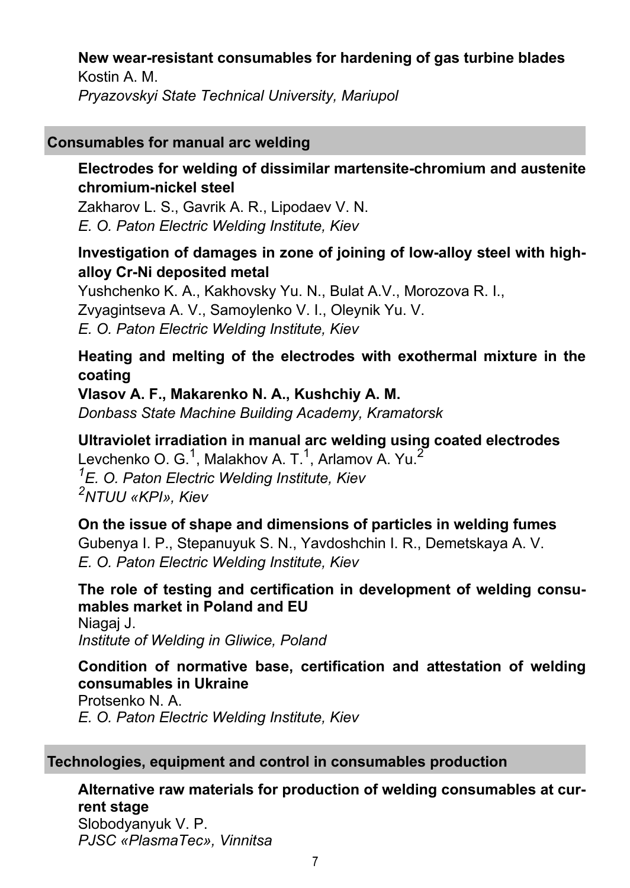**New wear-resistant consumables for hardening of gas turbine blades**
Kostin A. M.
*Pryazovskyi State Technical University, Mariupol*

## Consumables for manual arc welding

**Electrodes for welding of dissimilar martensite-chromium and austenite chromium-nickel steel**
Zakharov L. S., Gavrik A. R., Lipodaev V. N.
*E. O. Paton Electric Welding Institute, Kiev*

**Investigation of damages in zone of joining of low-alloy steel with high-alloy Cr-Ni deposited metal**
Yushchenko K. A., Kakhovsky Yu. N., Bulat A.V., Morozova R. I., Zvyagintseva A. V., Samoylenko V. I., Oleynik Yu. V.
*E. O. Paton Electric Welding Institute, Kiev*

**Heating and melting of the electrodes with exothermal mixture in the coating**
**Vlasov A. F., Makarenko N. A., Kushchiy A. M.**
*Donbass State Machine Building Academy, Kramatorsk*

**Ultraviolet irradiation in manual arc welding using coated electrodes**
Levchenko O. G.[1], Malakhov A. T.[1], Arlamov A. Yu.[2]
*[1]E. O. Paton Electric Welding Institute, Kiev*
*[2]NTUU «KPI», Kiev*

**On the issue of shape and dimensions of particles in welding fumes**
Gubenya I. P., Stepanuyuk S. N., Yavdoshchin I. R., Demetskaya A. V.
*E. O. Paton Electric Welding Institute, Kiev*

**The role of testing and certification in development of welding consumables market in Poland and EU**
Niagaj J.
*Institute of Welding in Gliwice, Poland*

**Condition of normative base, certification and attestation of welding consumables in Ukraine**
Protsenko N. A.
*E. O. Paton Electric Welding Institute, Kiev*

## Technologies, equipment and control in consumables production

**Alternative raw materials for production of welding consumables at current stage**
Slobodyanyuk V. P.
*PJSC «PlasmaTec», Vinnitsa*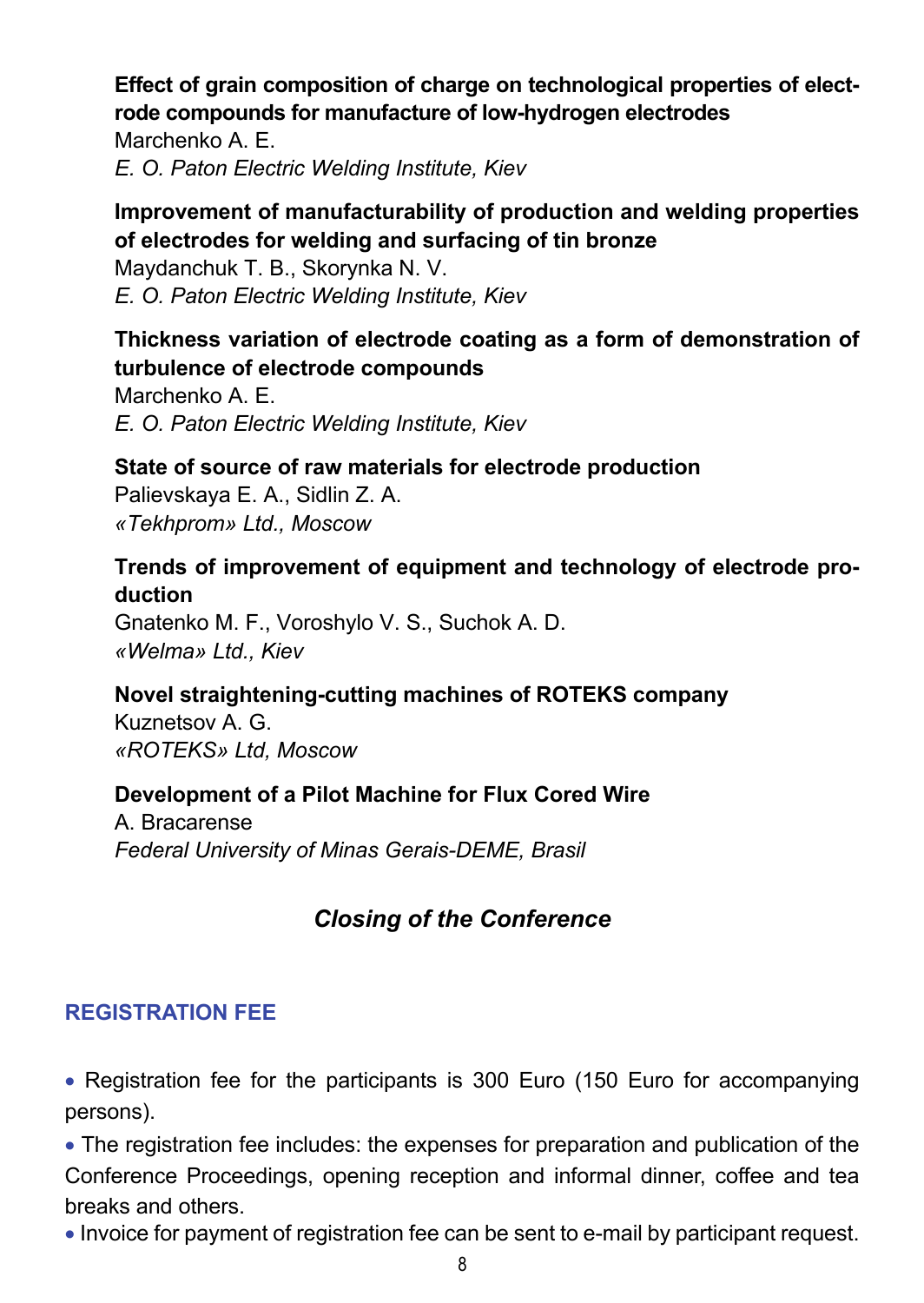**Effect of grain composition of charge on technological properties of electrode compounds for manufacture of low-hydrogen electrodes**
Marchenko A. E.
*E. O. Paton Electric Welding Institute, Kiev*

**Improvement of manufacturability of production and welding properties of electrodes for welding and surfacing of tin bronze**
Maydanchuk T. B., Skorynka N. V.
*E. O. Paton Electric Welding Institute, Kiev*

**Thickness variation of electrode coating as a form of demonstration of turbulence of electrode compounds**
Marchenko A. E.
*E. O. Paton Electric Welding Institute, Kiev*

**State of source of raw materials for electrode production**
Palievskaya E. A., Sidlin Z. A.
*«Tekhprom» Ltd., Moscow*

**Trends of improvement of equipment and technology of electrode production**
Gnatenko M. F., Voroshylo V. S., Suchok A. D.
*«Welma» Ltd., Kiev*

**Novel straightening-cutting machines of ROTEKS company**
Kuznetsov A. G.
*«ROTEKS» Ltd, Moscow*

**Development of a Pilot Machine for Flux Cored Wire**
A. Bracarense
*Federal University of Minas Gerais-DEME, Brasil*

***Closing of the Conference***

## REGISTRATION FEE

- Registration fee for the participants is 300 Euro (150 Euro for accompanying persons).
- The registration fee includes: the expenses for preparation and publication of the Conference Proceedings, opening reception and informal dinner, coffee and tea breaks and others.
- Invoice for payment of registration fee can be sent to e-mail by participant request.